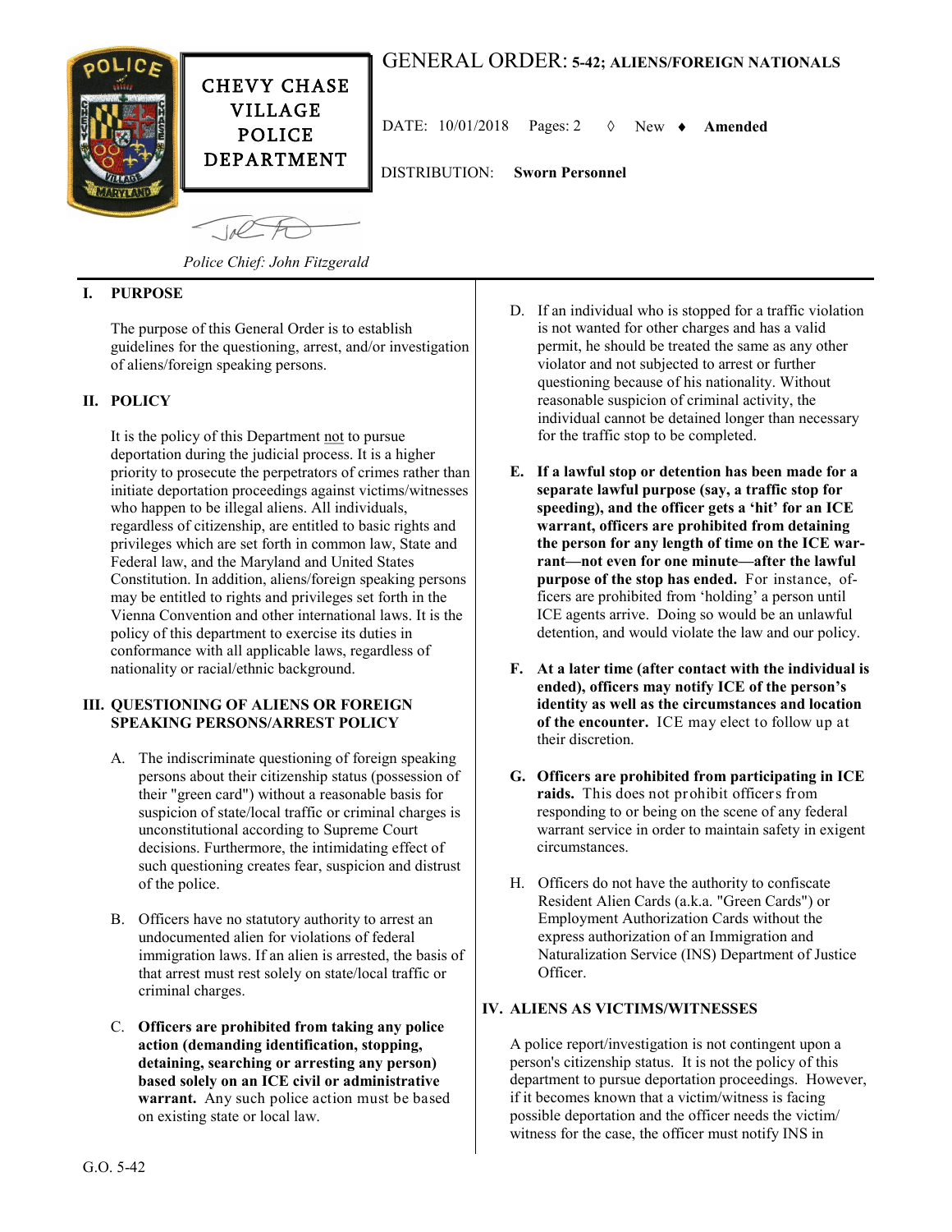CHEVY CHASE VILLAGE POLICE DEPARTMENT

# GENERAL ORDER: 5-42; ALIENS/FOREIGN NATIONALS

DATE: 10/01/2018 Pages: 2 ◊ New ♦ **Amended**

DISTRIBUTION: **Sworn Personnel**

*Police Chief: John Fitzgerald*

## I. PURPOSE

The purpose of this General Order is to establish guidelines for the questioning, arrest, and/or investigation of aliens/foreign speaking persons.

## II. POLICY

It is the policy of this Department not to pursue deportation during the judicial process. It is a higher priority to prosecute the perpetrators of crimes rather than initiate deportation proceedings against victims/witnesses who happen to be illegal aliens. All individuals, regardless of citizenship, are entitled to basic rights and privileges which are set forth in common law, State and Federal law, and the Maryland and United States Constitution. In addition, aliens/foreign speaking persons may be entitled to rights and privileges set forth in the Vienna Convention and other international laws. It is the policy of this department to exercise its duties in conformance with all applicable laws, regardless of nationality or racial/ethnic background.

## III. QUESTIONING OF ALIENS OR FOREIGN SPEAKING PERSONS/ARREST POLICY

A. The indiscriminate questioning of foreign speaking persons about their citizenship status (possession of their "green card") without a reasonable basis for suspicion of state/local traffic or criminal charges is unconstitutional according to Supreme Court decisions. Furthermore, the intimidating effect of such questioning creates fear, suspicion and distrust of the police.

B. Officers have no statutory authority to arrest an undocumented alien for violations of federal immigration laws. If an alien is arrested, the basis of that arrest must rest solely on state/local traffic or criminal charges.

C. **Officers are prohibited from taking any police action (demanding identification, stopping, detaining, searching or arresting any person) based solely on an ICE civil or administrative warrant.** Any such police action must be based on existing state or local law.

D. If an individual who is stopped for a traffic violation is not wanted for other charges and has a valid permit, he should be treated the same as any other violator and not subjected to arrest or further questioning because of his nationality. Without reasonable suspicion of criminal activity, the individual cannot be detained longer than necessary for the traffic stop to be completed.

E. **If a lawful stop or detention has been made for a separate lawful purpose (say, a traffic stop for speeding), and the officer gets a 'hit' for an ICE warrant, officers are prohibited from detaining the person for any length of time on the ICE warrant—not even for one minute—after the lawful purpose of the stop has ended.** For instance, officers are prohibited from 'holding' a person until ICE agents arrive. Doing so would be an unlawful detention, and would violate the law and our policy.

F. **At a later time (after contact with the individual is ended), officers may notify ICE of the person's identity as well as the circumstances and location of the encounter.** ICE may elect to follow up at their discretion.

G. **Officers are prohibited from participating in ICE raids.** This does not prohibit officers from responding to or being on the scene of any federal warrant service in order to maintain safety in exigent circumstances.

H. Officers do not have the authority to confiscate Resident Alien Cards (a.k.a. "Green Cards") or Employment Authorization Cards without the express authorization of an Immigration and Naturalization Service (INS) Department of Justice Officer.

## IV. ALIENS AS VICTIMS/WITNESSES

A police report/investigation is not contingent upon a person's citizenship status. It is not the policy of this department to pursue deportation proceedings. However, if it becomes known that a victim/witness is facing possible deportation and the officer needs the victim/witness for the case, the officer must notify INS in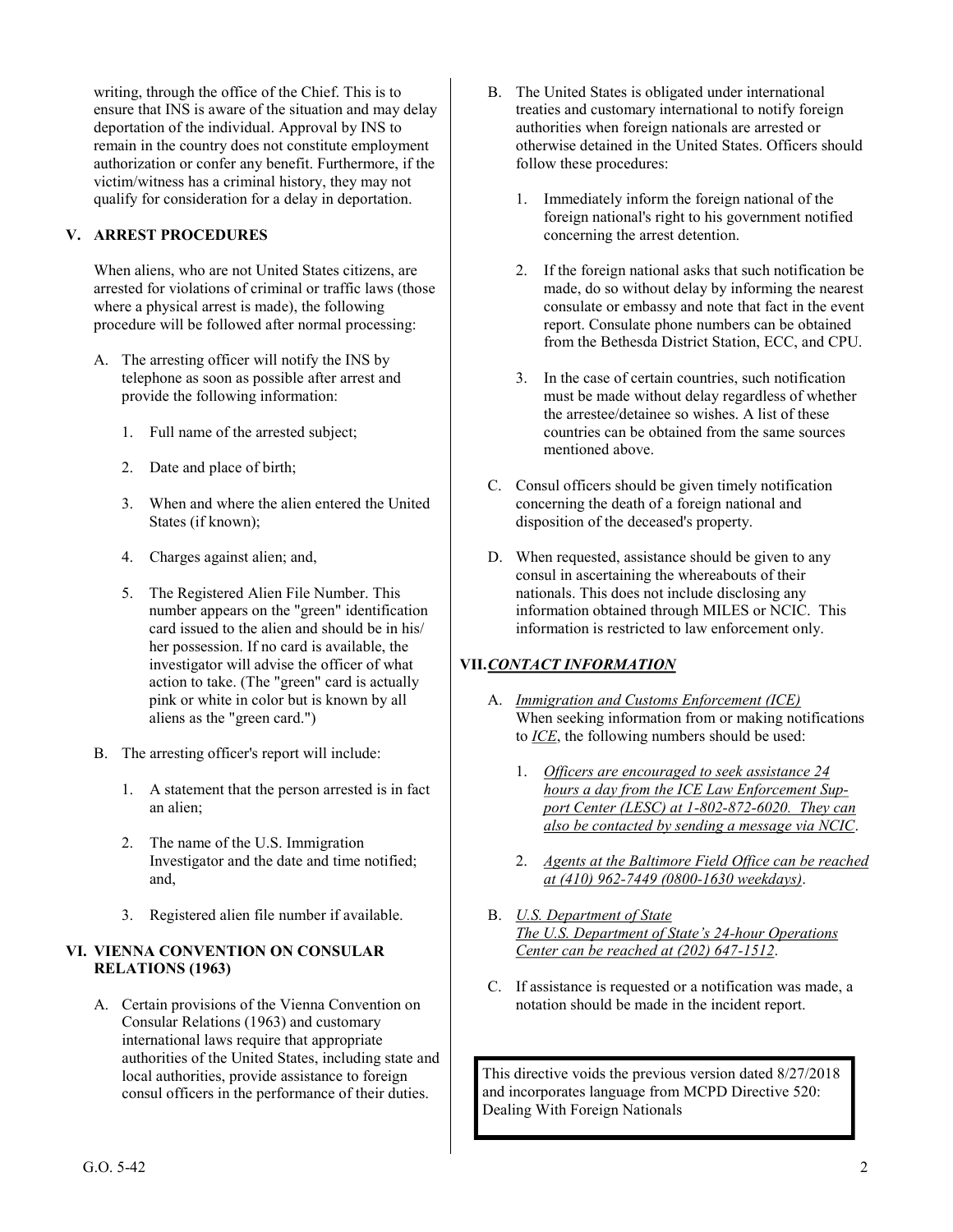writing, through the office of the Chief. This is to ensure that INS is aware of the situation and may delay deportation of the individual. Approval by INS to remain in the country does not constitute employment authorization or confer any benefit. Furthermore, if the victim/witness has a criminal history, they may not qualify for consideration for a delay in deportation.

## V. ARREST PROCEDURES

When aliens, who are not United States citizens, are arrested for violations of criminal or traffic laws (those where a physical arrest is made), the following procedure will be followed after normal processing:

A. The arresting officer will notify the INS by telephone as soon as possible after arrest and provide the following information:

1. Full name of the arrested subject;
2. Date and place of birth;
3. When and where the alien entered the United States (if known);
4. Charges against alien; and,
5. The Registered Alien File Number. This number appears on the "green" identification card issued to the alien and should be in his/her possession. If no card is available, the investigator will advise the officer of what action to take. (The "green" card is actually pink or white in color but is known by all aliens as the "green card.")

B. The arresting officer's report will include:

1. A statement that the person arrested is in fact an alien;
2. The name of the U.S. Immigration Investigator and the date and time notified; and,
3. Registered alien file number if available.

## VI. VIENNA CONVENTION ON CONSULAR RELATIONS (1963)

A. Certain provisions of the Vienna Convention on Consular Relations (1963) and customary international laws require that appropriate authorities of the United States, including state and local authorities, provide assistance to foreign consul officers in the performance of their duties.

B. The United States is obligated under international treaties and customary international to notify foreign authorities when foreign nationals are arrested or otherwise detained in the United States. Officers should follow these procedures:

1. Immediately inform the foreign national of the foreign national's right to his government notified concerning the arrest detention.
2. If the foreign national asks that such notification be made, do so without delay by informing the nearest consulate or embassy and note that fact in the event report. Consulate phone numbers can be obtained from the Bethesda District Station, ECC, and CPU.
3. In the case of certain countries, such notification must be made without delay regardless of whether the arrestee/detainee so wishes. A list of these countries can be obtained from the same sources mentioned above.

C. Consul officers should be given timely notification concerning the death of a foreign national and disposition of the deceased's property.

D. When requested, assistance should be given to any consul in ascertaining the whereabouts of their nationals. This does not include disclosing any information obtained through MILES or NCIC. This information is restricted to law enforcement only.

## VII. *CONTACT INFORMATION*

A. *Immigration and Customs Enforcement (ICE)*
When seeking information from or making notifications to *ICE*, the following numbers should be used:

1. *Officers are encouraged to seek assistance 24 hours a day from the ICE Law Enforcement Support Center (LESC) at 1-802-872-6020. They can also be contacted by sending a message via NCIC*.
2. *Agents at the Baltimore Field Office can be reached at (410) 962-7449 (0800-1630 weekdays)*.

B. *U.S. Department of State*
*The U.S. Department of State's 24-hour Operations Center can be reached at (202) 647-1512*.

C. If assistance is requested or a notification was made, a notation should be made in the incident report.

This directive voids the previous version dated 8/27/2018 and incorporates language from MCPD Directive 520: Dealing With Foreign Nationals